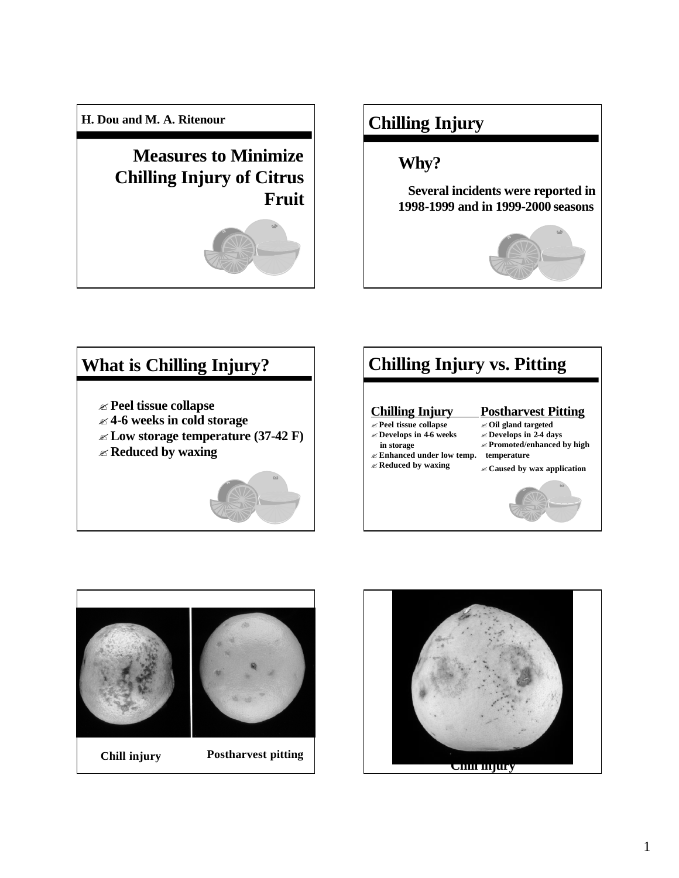H. Dou and M. A. Ritenour

# Measures to Minimize Chilling Injury of Citrus Fruit

## Chilling Injury

### Why?

Several incidents were reported in 1998-1999 and in 1999-2000 seasons

## What is Chilling Injury?

- Peel tissue collapse
- 4-6 weeks in cold storage
- Low storage temperature (37-42 F)
- Reduced by waxing

## Chilling Injury vs. Pitting

| Chilling Injury | Postharvest Pitting |
| --- | --- |
| Peel tissue collapse | Oil gland targeted |
| Develops in 4-6 weeks in storage | Develops in 2-4 days |
| Enhanced under low temp. | Promoted/enhanced by high temperature |
| Reduced by waxing | Caused by wax application |

Chill injury

Postharvest pitting

Chill injury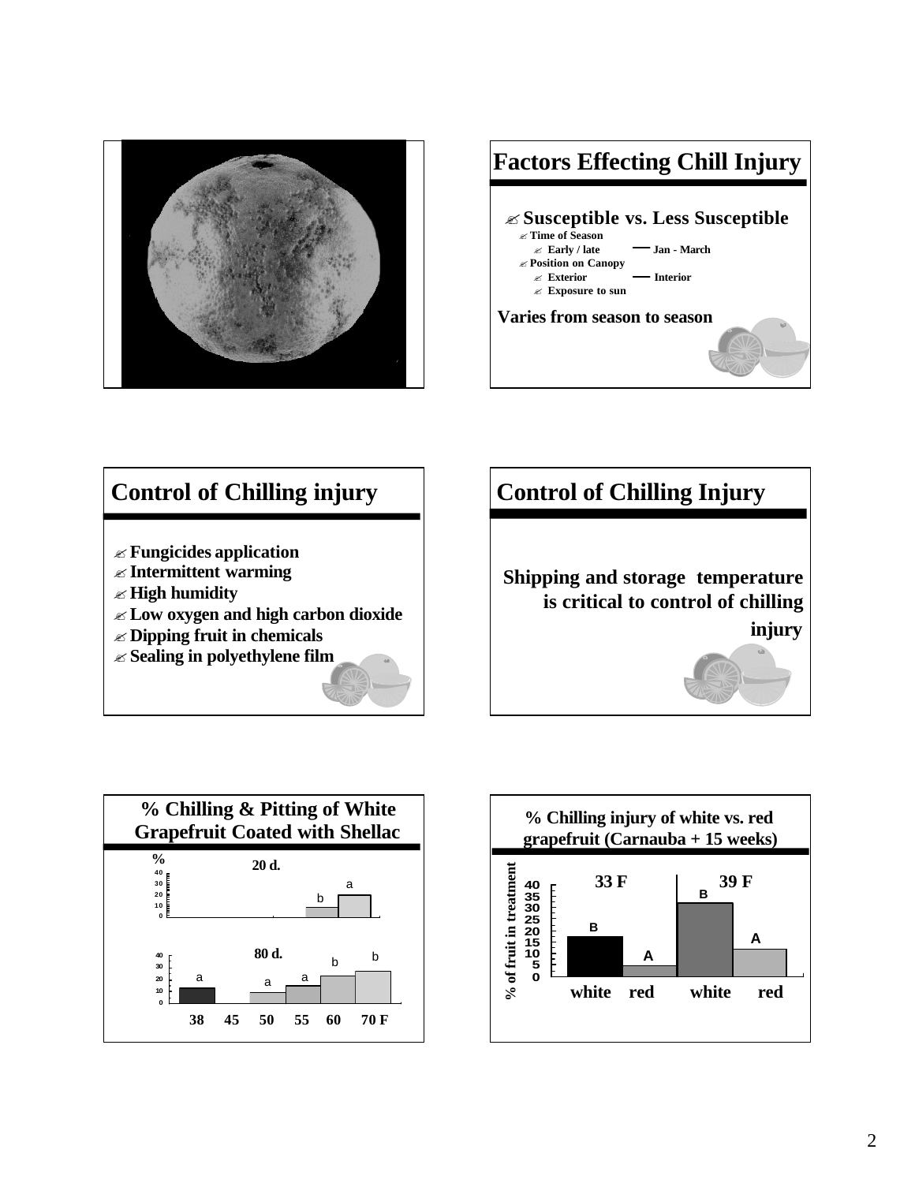## Factors Effecting Chill Injury

- Susceptible vs. Less Susceptible
  - Time of Season
    - Early / late — Jan - March
  - Position on Canopy
    - Exterior — Interior
    - Exposure to sun

**Varies from season to season**

## Control of Chilling injury

- Fungicides application
- Intermittent warming
- High humidity
- Low oxygen and high carbon dioxide
- Dipping fruit in chemicals
- Sealing in polyethylene film

## Control of Chilling Injury

**Shipping and storage temperature is critical to control of chilling injury**

### % Chilling & Pitting of White Grapefruit Coated with Shellac

20 d.

%

40
30
20
10
0

b a

80 d.

40
30
20
10
0

a a a b b

38 45 50 55 60 70 F

### % Chilling injury of white vs. red grapefruit (Carnauba + 15 weeks)

% of fruit in treatment

40
35
30
25
20
15
10
5
0

33 F | 39 F

B A B A

white red white red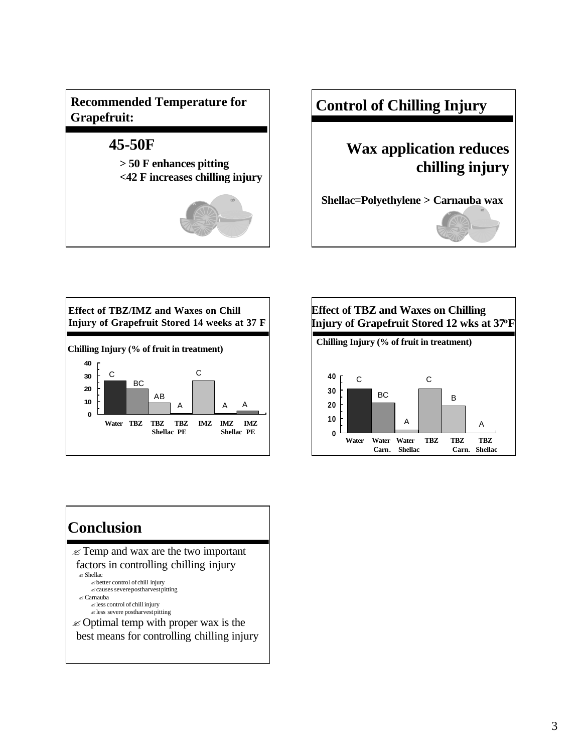## Recommended Temperature for Grapefruit:

**45-50F**

**> 50 F enhances pitting**
**<42 F increases chilling injury**

## Control of Chilling Injury

**Wax application reduces chilling injury**

**Shellac=Polyethylene > Carnauba wax**

### Effect of TBZ/IMZ and Waxes on Chill Injury of Grapefruit Stored 14 weeks at 37 F

Chilling Injury (% of fruit in treatment)

40
30
20
10
0

C BC AB A C A A

Water TBZ TBZ Shellac TBZ PE IMZ IMZ Shellac IMZ PE

### Effect of TBZ and Waxes on Chilling Injury of Grapefruit Stored 12 wks at 37ºF

Chilling Injury (% of fruit in treatment)

40
30
20
10
0

C BC A C B A

Water Water Carn. Water Shellac TBZ TBZ Carn. TBZ Shellac

## Conclusion

- Temp and wax are the two important factors in controlling chilling injury
  - Shellac
    - better control of chill injury
    - causes severe postharvest pitting
  - Carnauba
    - less control of chill injury
    - less severe postharvest pitting
- Optimal temp with proper wax is the best means for controlling chilling injury